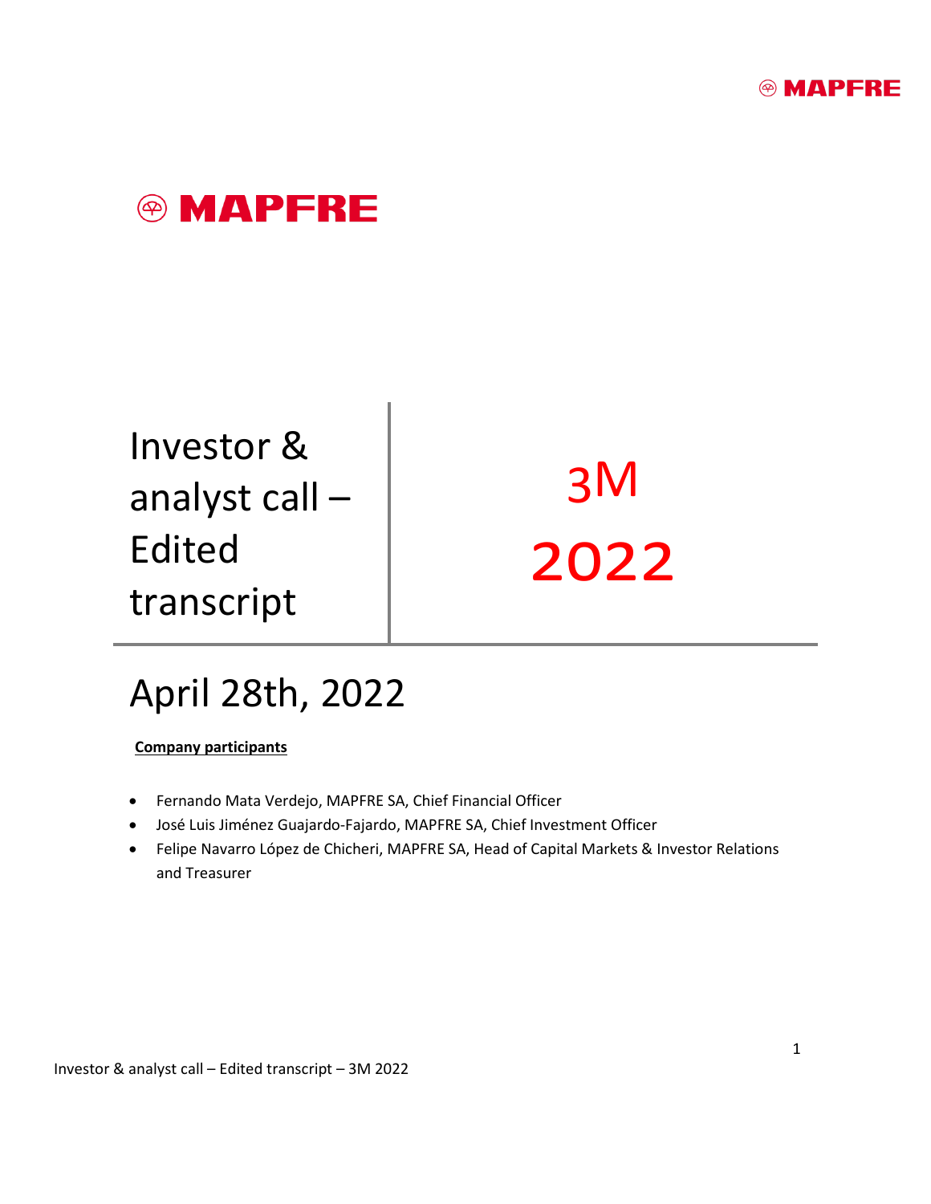# MAPFRE

# Investor & analyst call – Edited transcript

# 3M 2022

## April 28th, 2022

**Company participants**

- Fernando Mata Verdejo, MAPFRE SA, Chief Financial Officer
- José Luis Jiménez Guajardo-Fajardo, MAPFRE SA, Chief Investment Officer
- Felipe Navarro López de Chicheri, MAPFRE SA, Head of Capital Markets & Investor Relations and Treasurer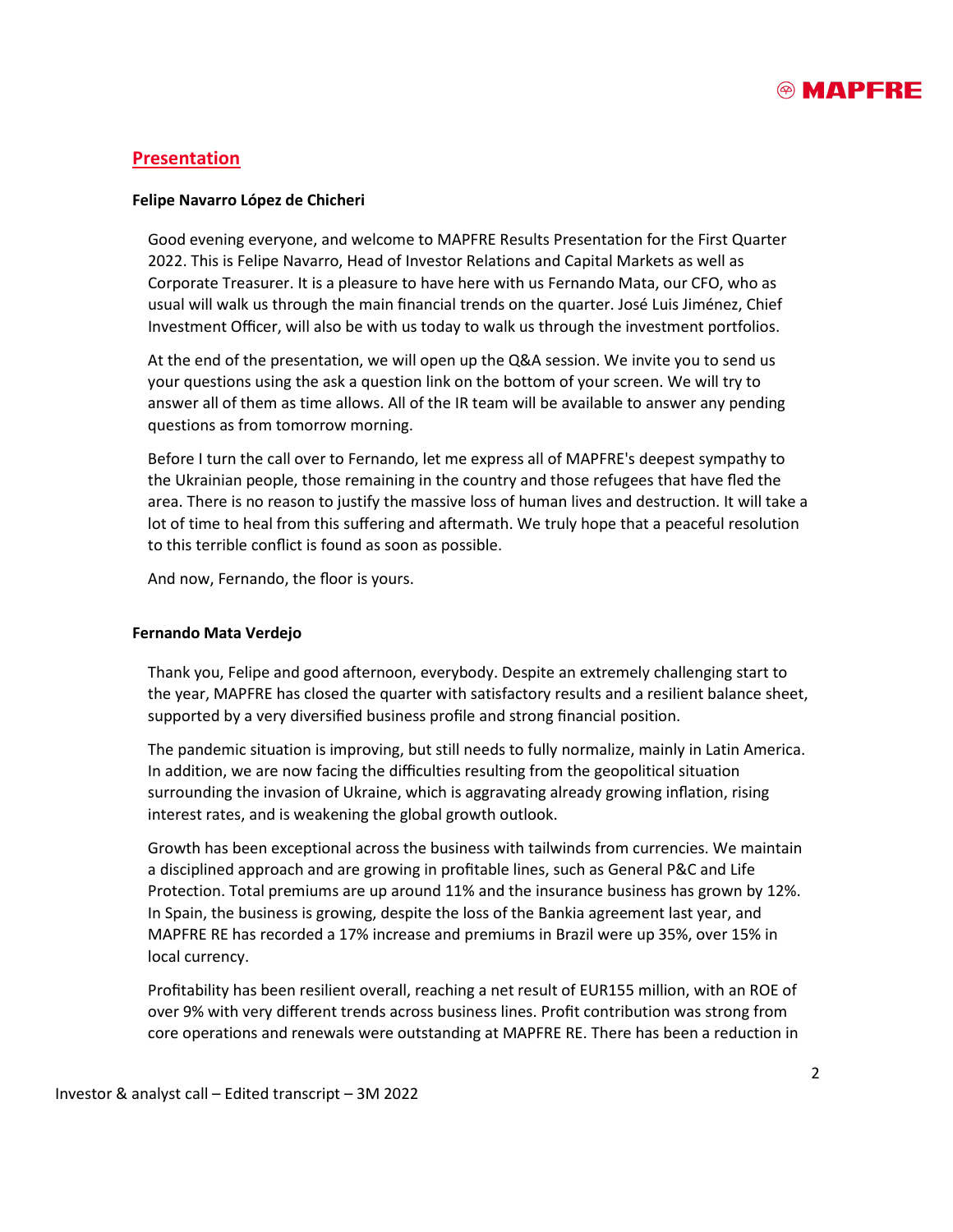## Presentation

**Felipe Navarro López de Chicheri**

Good evening everyone, and welcome to MAPFRE Results Presentation for the First Quarter 2022. This is Felipe Navarro, Head of Investor Relations and Capital Markets as well as Corporate Treasurer. It is a pleasure to have here with us Fernando Mata, our CFO, who as usual will walk us through the main financial trends on the quarter. José Luis Jiménez, Chief Investment Officer, will also be with us today to walk us through the investment portfolios.

At the end of the presentation, we will open up the Q&A session. We invite you to send us your questions using the ask a question link on the bottom of your screen. We will try to answer all of them as time allows. All of the IR team will be available to answer any pending questions as from tomorrow morning.

Before I turn the call over to Fernando, let me express all of MAPFRE's deepest sympathy to the Ukrainian people, those remaining in the country and those refugees that have fled the area. There is no reason to justify the massive loss of human lives and destruction. It will take a lot of time to heal from this suffering and aftermath. We truly hope that a peaceful resolution to this terrible conflict is found as soon as possible.

And now, Fernando, the floor is yours.

**Fernando Mata Verdejo**

Thank you, Felipe and good afternoon, everybody. Despite an extremely challenging start to the year, MAPFRE has closed the quarter with satisfactory results and a resilient balance sheet, supported by a very diversified business profile and strong financial position.

The pandemic situation is improving, but still needs to fully normalize, mainly in Latin America. In addition, we are now facing the difficulties resulting from the geopolitical situation surrounding the invasion of Ukraine, which is aggravating already growing inflation, rising interest rates, and is weakening the global growth outlook.

Growth has been exceptional across the business with tailwinds from currencies. We maintain a disciplined approach and are growing in profitable lines, such as General P&C and Life Protection. Total premiums are up around 11% and the insurance business has grown by 12%. In Spain, the business is growing, despite the loss of the Bankia agreement last year, and MAPFRE RE has recorded a 17% increase and premiums in Brazil were up 35%, over 15% in local currency.

Profitability has been resilient overall, reaching a net result of EUR155 million, with an ROE of over 9% with very different trends across business lines. Profit contribution was strong from core operations and renewals were outstanding at MAPFRE RE. There has been a reduction in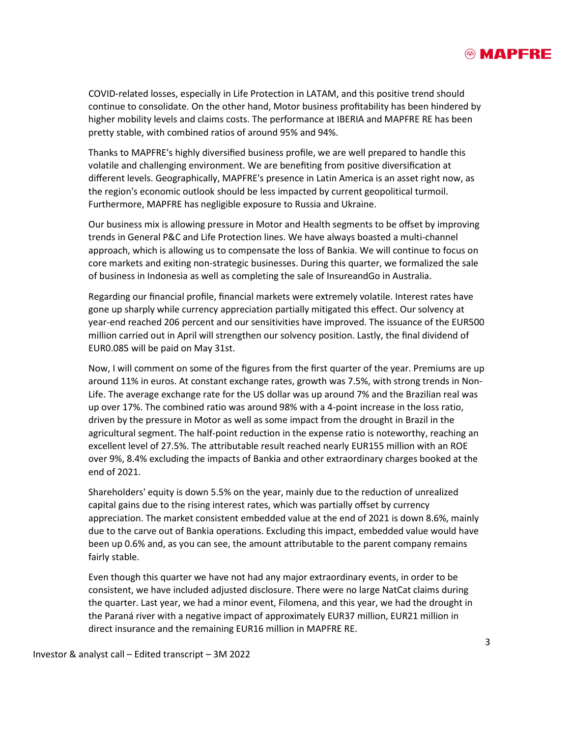COVID-related losses, especially in Life Protection in LATAM, and this positive trend should continue to consolidate. On the other hand, Motor business profitability has been hindered by higher mobility levels and claims costs. The performance at IBERIA and MAPFRE RE has been pretty stable, with combined ratios of around 95% and 94%.

Thanks to MAPFRE's highly diversified business profile, we are well prepared to handle this volatile and challenging environment. We are benefiting from positive diversification at different levels. Geographically, MAPFRE's presence in Latin America is an asset right now, as the region's economic outlook should be less impacted by current geopolitical turmoil. Furthermore, MAPFRE has negligible exposure to Russia and Ukraine.

Our business mix is allowing pressure in Motor and Health segments to be offset by improving trends in General P&C and Life Protection lines. We have always boasted a multi-channel approach, which is allowing us to compensate the loss of Bankia. We will continue to focus on core markets and exiting non-strategic businesses. During this quarter, we formalized the sale of business in Indonesia as well as completing the sale of InsureandGo in Australia.

Regarding our financial profile, financial markets were extremely volatile. Interest rates have gone up sharply while currency appreciation partially mitigated this effect. Our solvency at year-end reached 206 percent and our sensitivities have improved. The issuance of the EUR500 million carried out in April will strengthen our solvency position. Lastly, the final dividend of EUR0.085 will be paid on May 31st.

Now, I will comment on some of the figures from the first quarter of the year. Premiums are up around 11% in euros. At constant exchange rates, growth was 7.5%, with strong trends in Non-Life. The average exchange rate for the US dollar was up around 7% and the Brazilian real was up over 17%. The combined ratio was around 98% with a 4-point increase in the loss ratio, driven by the pressure in Motor as well as some impact from the drought in Brazil in the agricultural segment. The half-point reduction in the expense ratio is noteworthy, reaching an excellent level of 27.5%. The attributable result reached nearly EUR155 million with an ROE over 9%, 8.4% excluding the impacts of Bankia and other extraordinary charges booked at the end of 2021.

Shareholders' equity is down 5.5% on the year, mainly due to the reduction of unrealized capital gains due to the rising interest rates, which was partially offset by currency appreciation. The market consistent embedded value at the end of 2021 is down 8.6%, mainly due to the carve out of Bankia operations. Excluding this impact, embedded value would have been up 0.6% and, as you can see, the amount attributable to the parent company remains fairly stable.

Even though this quarter we have not had any major extraordinary events, in order to be consistent, we have included adjusted disclosure. There were no large NatCat claims during the quarter. Last year, we had a minor event, Filomena, and this year, we had the drought in the Paraná river with a negative impact of approximately EUR37 million, EUR21 million in direct insurance and the remaining EUR16 million in MAPFRE RE.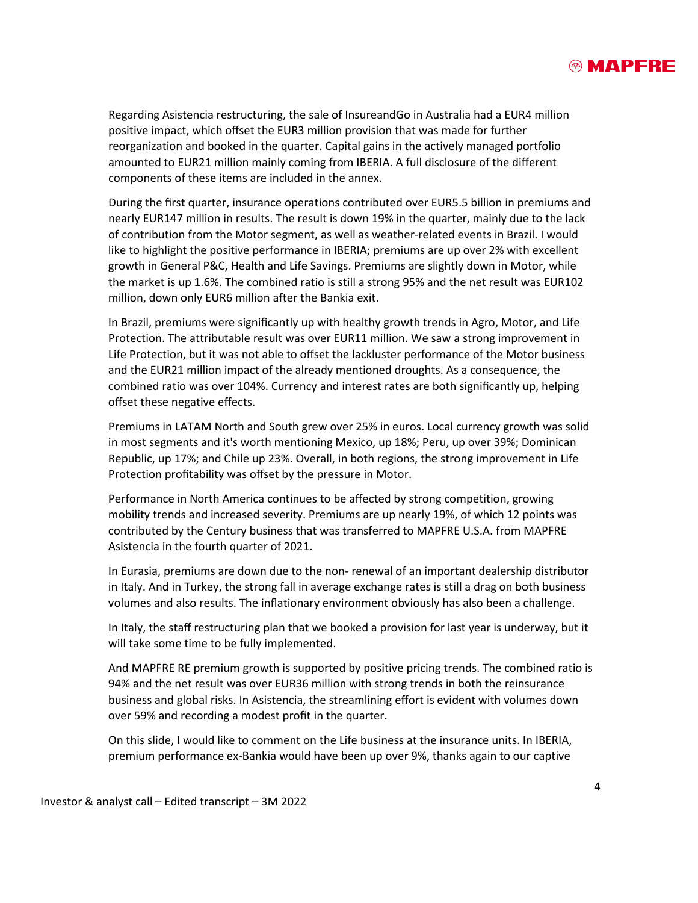Regarding Asistencia restructuring, the sale of InsureandGo in Australia had a EUR4 million positive impact, which offset the EUR3 million provision that was made for further reorganization and booked in the quarter. Capital gains in the actively managed portfolio amounted to EUR21 million mainly coming from IBERIA. A full disclosure of the different components of these items are included in the annex.

During the first quarter, insurance operations contributed over EUR5.5 billion in premiums and nearly EUR147 million in results. The result is down 19% in the quarter, mainly due to the lack of contribution from the Motor segment, as well as weather-related events in Brazil. I would like to highlight the positive performance in IBERIA; premiums are up over 2% with excellent growth in General P&C, Health and Life Savings. Premiums are slightly down in Motor, while the market is up 1.6%. The combined ratio is still a strong 95% and the net result was EUR102 million, down only EUR6 million after the Bankia exit.

In Brazil, premiums were significantly up with healthy growth trends in Agro, Motor, and Life Protection. The attributable result was over EUR11 million. We saw a strong improvement in Life Protection, but it was not able to offset the lackluster performance of the Motor business and the EUR21 million impact of the already mentioned droughts. As a consequence, the combined ratio was over 104%. Currency and interest rates are both significantly up, helping offset these negative effects.

Premiums in LATAM North and South grew over 25% in euros. Local currency growth was solid in most segments and it's worth mentioning Mexico, up 18%; Peru, up over 39%; Dominican Republic, up 17%; and Chile up 23%. Overall, in both regions, the strong improvement in Life Protection profitability was offset by the pressure in Motor.

Performance in North America continues to be affected by strong competition, growing mobility trends and increased severity. Premiums are up nearly 19%, of which 12 points was contributed by the Century business that was transferred to MAPFRE U.S.A. from MAPFRE Asistencia in the fourth quarter of 2021.

In Eurasia, premiums are down due to the non- renewal of an important dealership distributor in Italy. And in Turkey, the strong fall in average exchange rates is still a drag on both business volumes and also results. The inflationary environment obviously has also been a challenge.

In Italy, the staff restructuring plan that we booked a provision for last year is underway, but it will take some time to be fully implemented.

And MAPFRE RE premium growth is supported by positive pricing trends. The combined ratio is 94% and the net result was over EUR36 million with strong trends in both the reinsurance business and global risks. In Asistencia, the streamlining effort is evident with volumes down over 59% and recording a modest profit in the quarter.

On this slide, I would like to comment on the Life business at the insurance units. In IBERIA, premium performance ex-Bankia would have been up over 9%, thanks again to our captive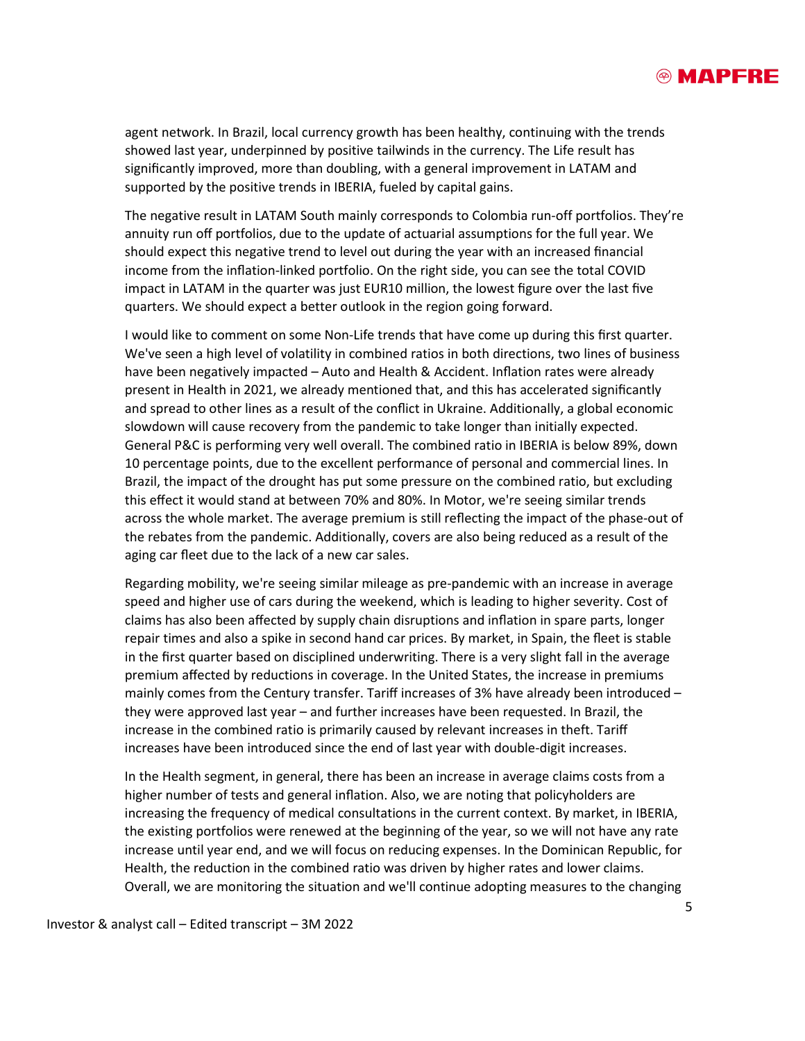agent network. In Brazil, local currency growth has been healthy, continuing with the trends showed last year, underpinned by positive tailwinds in the currency. The Life result has significantly improved, more than doubling, with a general improvement in LATAM and supported by the positive trends in IBERIA, fueled by capital gains.

The negative result in LATAM South mainly corresponds to Colombia run-off portfolios. They're annuity run off portfolios, due to the update of actuarial assumptions for the full year. We should expect this negative trend to level out during the year with an increased financial income from the inflation-linked portfolio. On the right side, you can see the total COVID impact in LATAM in the quarter was just EUR10 million, the lowest figure over the last five quarters. We should expect a better outlook in the region going forward.

I would like to comment on some Non-Life trends that have come up during this first quarter. We've seen a high level of volatility in combined ratios in both directions, two lines of business have been negatively impacted – Auto and Health & Accident. Inflation rates were already present in Health in 2021, we already mentioned that, and this has accelerated significantly and spread to other lines as a result of the conflict in Ukraine. Additionally, a global economic slowdown will cause recovery from the pandemic to take longer than initially expected. General P&C is performing very well overall. The combined ratio in IBERIA is below 89%, down 10 percentage points, due to the excellent performance of personal and commercial lines. In Brazil, the impact of the drought has put some pressure on the combined ratio, but excluding this effect it would stand at between 70% and 80%. In Motor, we're seeing similar trends across the whole market. The average premium is still reflecting the impact of the phase-out of the rebates from the pandemic. Additionally, covers are also being reduced as a result of the aging car fleet due to the lack of a new car sales.

Regarding mobility, we're seeing similar mileage as pre-pandemic with an increase in average speed and higher use of cars during the weekend, which is leading to higher severity. Cost of claims has also been affected by supply chain disruptions and inflation in spare parts, longer repair times and also a spike in second hand car prices. By market, in Spain, the fleet is stable in the first quarter based on disciplined underwriting. There is a very slight fall in the average premium affected by reductions in coverage. In the United States, the increase in premiums mainly comes from the Century transfer. Tariff increases of 3% have already been introduced – they were approved last year – and further increases have been requested. In Brazil, the increase in the combined ratio is primarily caused by relevant increases in theft. Tariff increases have been introduced since the end of last year with double-digit increases.

In the Health segment, in general, there has been an increase in average claims costs from a higher number of tests and general inflation. Also, we are noting that policyholders are increasing the frequency of medical consultations in the current context. By market, in IBERIA, the existing portfolios were renewed at the beginning of the year, so we will not have any rate increase until year end, and we will focus on reducing expenses. In the Dominican Republic, for Health, the reduction in the combined ratio was driven by higher rates and lower claims. Overall, we are monitoring the situation and we'll continue adopting measures to the changing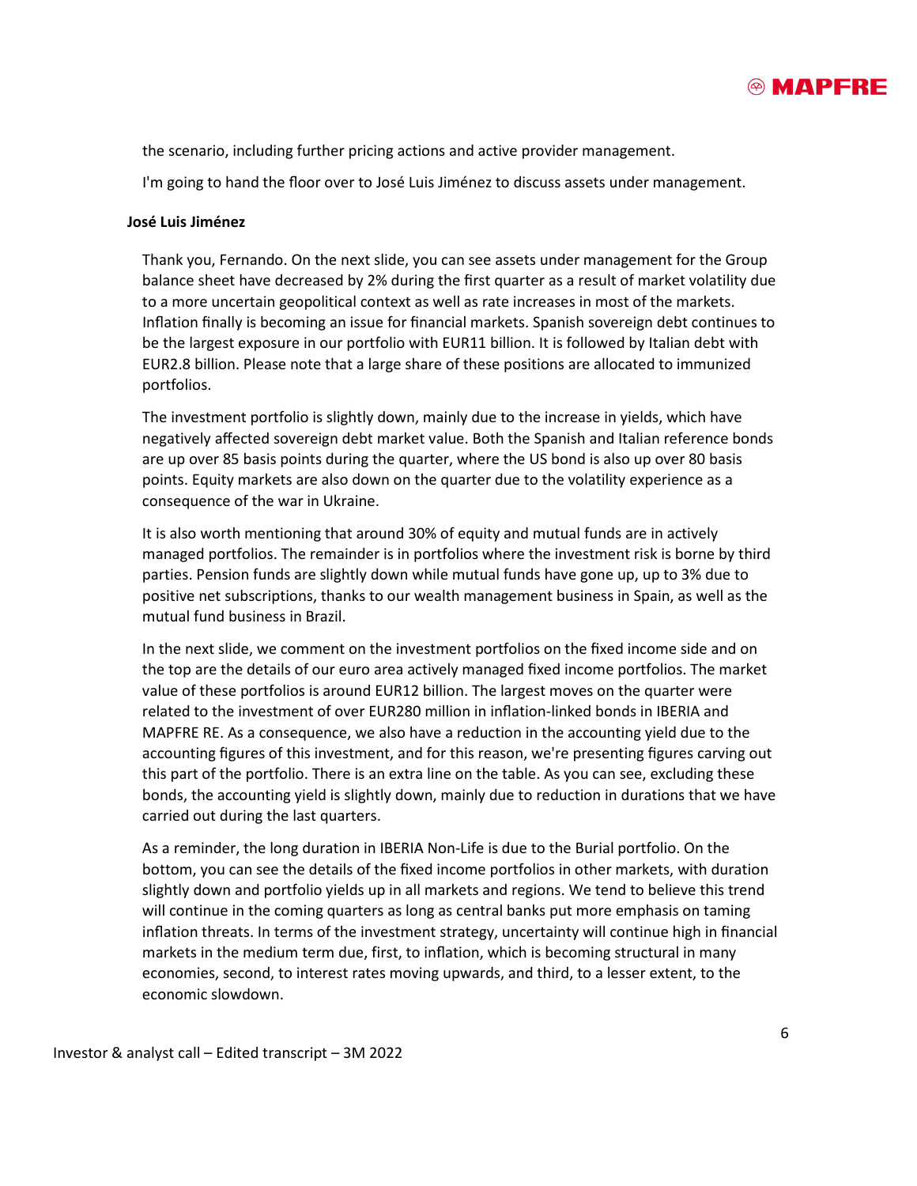the scenario, including further pricing actions and active provider management.

I'm going to hand the floor over to José Luis Jiménez to discuss assets under management.

**José Luis Jiménez**

Thank you, Fernando. On the next slide, you can see assets under management for the Group balance sheet have decreased by 2% during the first quarter as a result of market volatility due to a more uncertain geopolitical context as well as rate increases in most of the markets. Inflation finally is becoming an issue for financial markets. Spanish sovereign debt continues to be the largest exposure in our portfolio with EUR11 billion. It is followed by Italian debt with EUR2.8 billion. Please note that a large share of these positions are allocated to immunized portfolios.

The investment portfolio is slightly down, mainly due to the increase in yields, which have negatively affected sovereign debt market value. Both the Spanish and Italian reference bonds are up over 85 basis points during the quarter, where the US bond is also up over 80 basis points. Equity markets are also down on the quarter due to the volatility experience as a consequence of the war in Ukraine.

It is also worth mentioning that around 30% of equity and mutual funds are in actively managed portfolios. The remainder is in portfolios where the investment risk is borne by third parties. Pension funds are slightly down while mutual funds have gone up, up to 3% due to positive net subscriptions, thanks to our wealth management business in Spain, as well as the mutual fund business in Brazil.

In the next slide, we comment on the investment portfolios on the fixed income side and on the top are the details of our euro area actively managed fixed income portfolios. The market value of these portfolios is around EUR12 billion. The largest moves on the quarter were related to the investment of over EUR280 million in inflation-linked bonds in IBERIA and MAPFRE RE. As a consequence, we also have a reduction in the accounting yield due to the accounting figures of this investment, and for this reason, we're presenting figures carving out this part of the portfolio. There is an extra line on the table. As you can see, excluding these bonds, the accounting yield is slightly down, mainly due to reduction in durations that we have carried out during the last quarters.

As a reminder, the long duration in IBERIA Non-Life is due to the Burial portfolio. On the bottom, you can see the details of the fixed income portfolios in other markets, with duration slightly down and portfolio yields up in all markets and regions. We tend to believe this trend will continue in the coming quarters as long as central banks put more emphasis on taming inflation threats. In terms of the investment strategy, uncertainty will continue high in financial markets in the medium term due, first, to inflation, which is becoming structural in many economies, second, to interest rates moving upwards, and third, to a lesser extent, to the economic slowdown.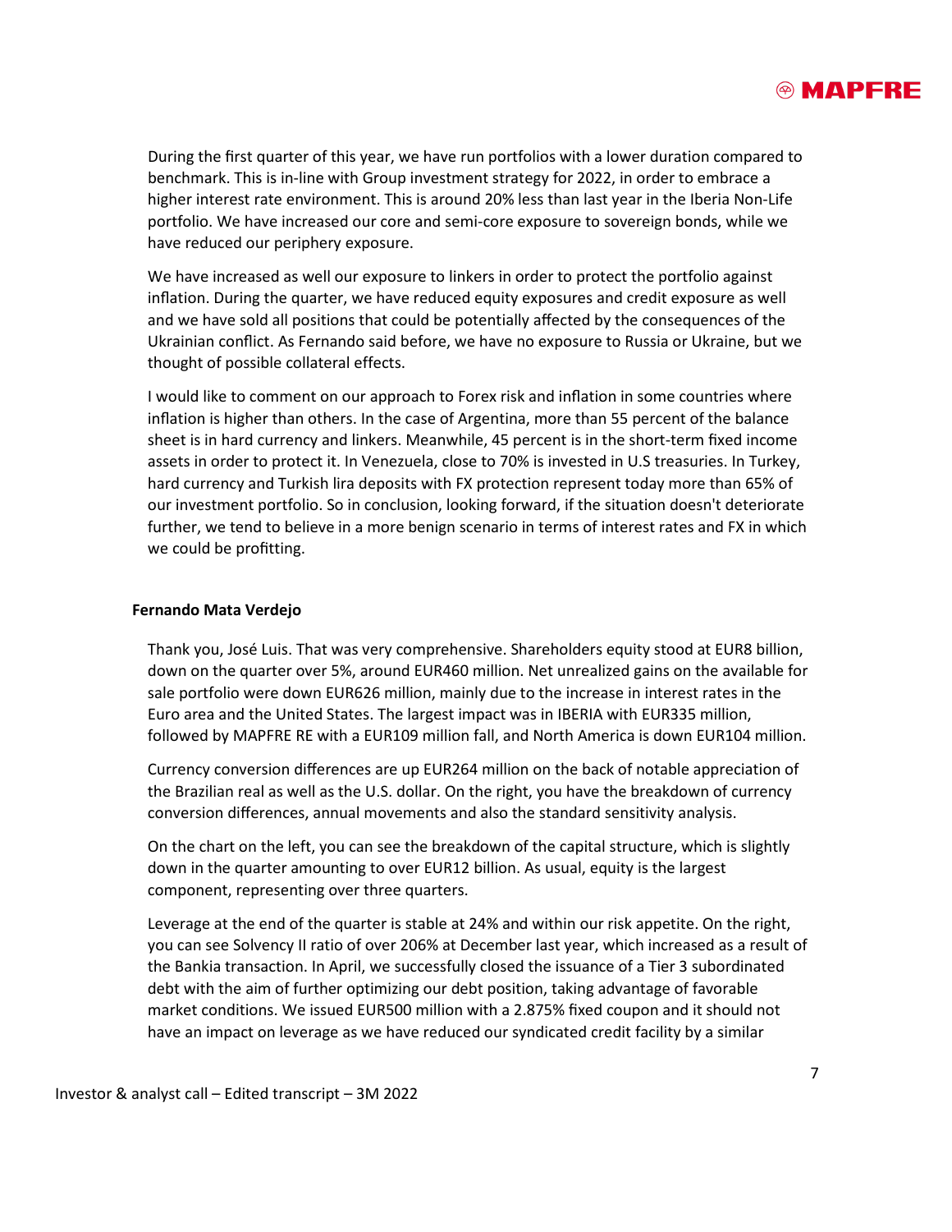During the first quarter of this year, we have run portfolios with a lower duration compared to benchmark. This is in-line with Group investment strategy for 2022, in order to embrace a higher interest rate environment. This is around 20% less than last year in the Iberia Non-Life portfolio. We have increased our core and semi-core exposure to sovereign bonds, while we have reduced our periphery exposure.

We have increased as well our exposure to linkers in order to protect the portfolio against inflation. During the quarter, we have reduced equity exposures and credit exposure as well and we have sold all positions that could be potentially affected by the consequences of the Ukrainian conflict. As Fernando said before, we have no exposure to Russia or Ukraine, but we thought of possible collateral effects.

I would like to comment on our approach to Forex risk and inflation in some countries where inflation is higher than others. In the case of Argentina, more than 55 percent of the balance sheet is in hard currency and linkers. Meanwhile, 45 percent is in the short-term fixed income assets in order to protect it. In Venezuela, close to 70% is invested in U.S treasuries. In Turkey, hard currency and Turkish lira deposits with FX protection represent today more than 65% of our investment portfolio. So in conclusion, looking forward, if the situation doesn't deteriorate further, we tend to believe in a more benign scenario in terms of interest rates and FX in which we could be profitting.

**Fernando Mata Verdejo**

Thank you, José Luis. That was very comprehensive. Shareholders equity stood at EUR8 billion, down on the quarter over 5%, around EUR460 million. Net unrealized gains on the available for sale portfolio were down EUR626 million, mainly due to the increase in interest rates in the Euro area and the United States. The largest impact was in IBERIA with EUR335 million, followed by MAPFRE RE with a EUR109 million fall, and North America is down EUR104 million.

Currency conversion differences are up EUR264 million on the back of notable appreciation of the Brazilian real as well as the U.S. dollar. On the right, you have the breakdown of currency conversion differences, annual movements and also the standard sensitivity analysis.

On the chart on the left, you can see the breakdown of the capital structure, which is slightly down in the quarter amounting to over EUR12 billion. As usual, equity is the largest component, representing over three quarters.

Leverage at the end of the quarter is stable at 24% and within our risk appetite. On the right, you can see Solvency II ratio of over 206% at December last year, which increased as a result of the Bankia transaction. In April, we successfully closed the issuance of a Tier 3 subordinated debt with the aim of further optimizing our debt position, taking advantage of favorable market conditions. We issued EUR500 million with a 2.875% fixed coupon and it should not have an impact on leverage as we have reduced our syndicated credit facility by a similar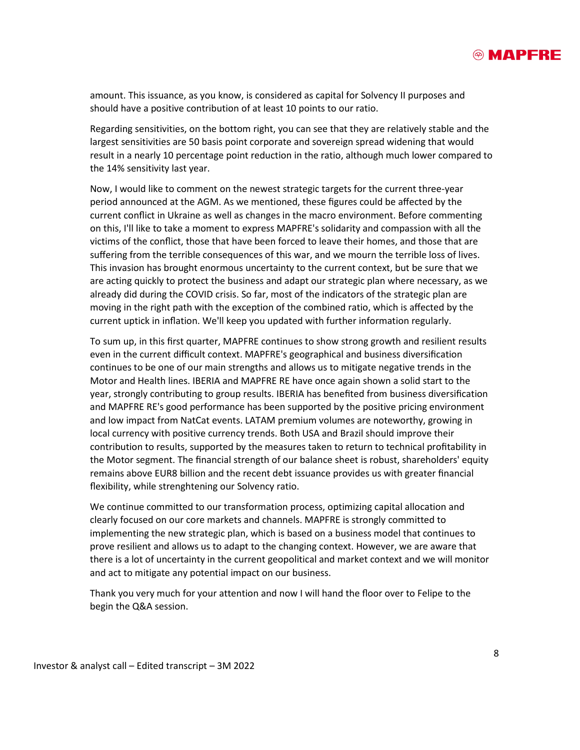amount. This issuance, as you know, is considered as capital for Solvency II purposes and should have a positive contribution of at least 10 points to our ratio.

Regarding sensitivities, on the bottom right, you can see that they are relatively stable and the largest sensitivities are 50 basis point corporate and sovereign spread widening that would result in a nearly 10 percentage point reduction in the ratio, although much lower compared to the 14% sensitivity last year.

Now, I would like to comment on the newest strategic targets for the current three-year period announced at the AGM. As we mentioned, these figures could be affected by the current conflict in Ukraine as well as changes in the macro environment. Before commenting on this, I'll like to take a moment to express MAPFRE's solidarity and compassion with all the victims of the conflict, those that have been forced to leave their homes, and those that are suffering from the terrible consequences of this war, and we mourn the terrible loss of lives. This invasion has brought enormous uncertainty to the current context, but be sure that we are acting quickly to protect the business and adapt our strategic plan where necessary, as we already did during the COVID crisis. So far, most of the indicators of the strategic plan are moving in the right path with the exception of the combined ratio, which is affected by the current uptick in inflation. We'll keep you updated with further information regularly.

To sum up, in this first quarter, MAPFRE continues to show strong growth and resilient results even in the current difficult context. MAPFRE's geographical and business diversification continues to be one of our main strengths and allows us to mitigate negative trends in the Motor and Health lines. IBERIA and MAPFRE RE have once again shown a solid start to the year, strongly contributing to group results. IBERIA has benefited from business diversification and MAPFRE RE's good performance has been supported by the positive pricing environment and low impact from NatCat events. LATAM premium volumes are noteworthy, growing in local currency with positive currency trends. Both USA and Brazil should improve their contribution to results, supported by the measures taken to return to technical profitability in the Motor segment. The financial strength of our balance sheet is robust, shareholders' equity remains above EUR8 billion and the recent debt issuance provides us with greater financial flexibility, while strenghtening our Solvency ratio.

We continue committed to our transformation process, optimizing capital allocation and clearly focused on our core markets and channels. MAPFRE is strongly committed to implementing the new strategic plan, which is based on a business model that continues to prove resilient and allows us to adapt to the changing context. However, we are aware that there is a lot of uncertainty in the current geopolitical and market context and we will monitor and act to mitigate any potential impact on our business.

Thank you very much for your attention and now I will hand the floor over to Felipe to the begin the Q&A session.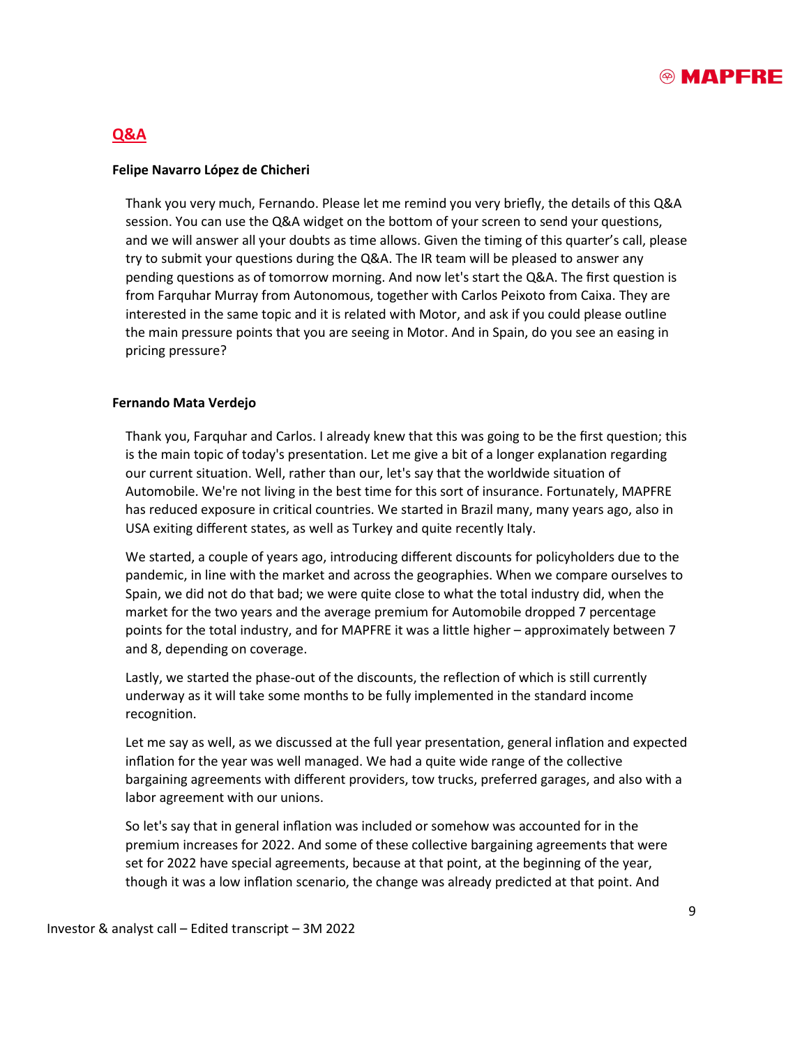## Q&A

**Felipe Navarro López de Chicheri**

Thank you very much, Fernando. Please let me remind you very briefly, the details of this Q&A session. You can use the Q&A widget on the bottom of your screen to send your questions, and we will answer all your doubts as time allows. Given the timing of this quarter's call, please try to submit your questions during the Q&A. The IR team will be pleased to answer any pending questions as of tomorrow morning. And now let's start the Q&A. The first question is from Farquhar Murray from Autonomous, together with Carlos Peixoto from Caixa. They are interested in the same topic and it is related with Motor, and ask if you could please outline the main pressure points that you are seeing in Motor. And in Spain, do you see an easing in pricing pressure?

**Fernando Mata Verdejo**

Thank you, Farquhar and Carlos. I already knew that this was going to be the first question; this is the main topic of today's presentation. Let me give a bit of a longer explanation regarding our current situation. Well, rather than our, let's say that the worldwide situation of Automobile. We're not living in the best time for this sort of insurance. Fortunately, MAPFRE has reduced exposure in critical countries. We started in Brazil many, many years ago, also in USA exiting different states, as well as Turkey and quite recently Italy.

We started, a couple of years ago, introducing different discounts for policyholders due to the pandemic, in line with the market and across the geographies. When we compare ourselves to Spain, we did not do that bad; we were quite close to what the total industry did, when the market for the two years and the average premium for Automobile dropped 7 percentage points for the total industry, and for MAPFRE it was a little higher – approximately between 7 and 8, depending on coverage.

Lastly, we started the phase-out of the discounts, the reflection of which is still currently underway as it will take some months to be fully implemented in the standard income recognition.

Let me say as well, as we discussed at the full year presentation, general inflation and expected inflation for the year was well managed. We had a quite wide range of the collective bargaining agreements with different providers, tow trucks, preferred garages, and also with a labor agreement with our unions.

So let's say that in general inflation was included or somehow was accounted for in the premium increases for 2022. And some of these collective bargaining agreements that were set for 2022 have special agreements, because at that point, at the beginning of the year, though it was a low inflation scenario, the change was already predicted at that point. And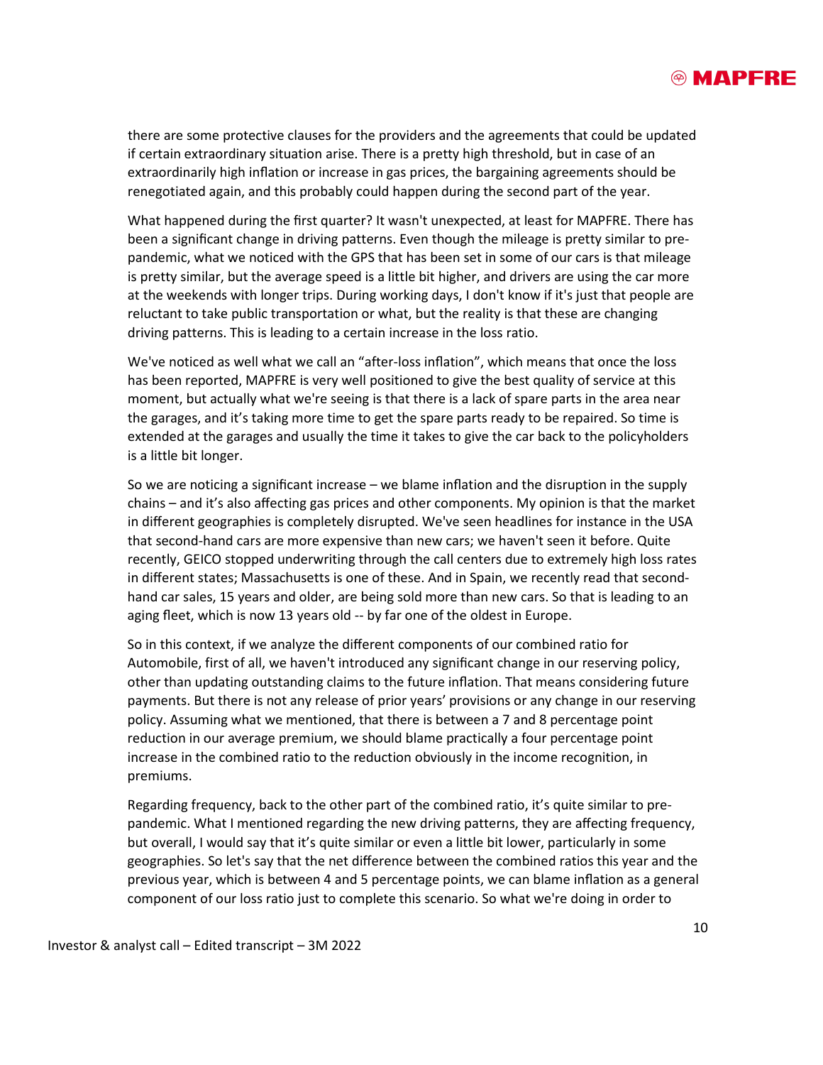there are some protective clauses for the providers and the agreements that could be updated if certain extraordinary situation arise. There is a pretty high threshold, but in case of an extraordinarily high inflation or increase in gas prices, the bargaining agreements should be renegotiated again, and this probably could happen during the second part of the year.

What happened during the first quarter? It wasn't unexpected, at least for MAPFRE. There has been a significant change in driving patterns. Even though the mileage is pretty similar to pre-pandemic, what we noticed with the GPS that has been set in some of our cars is that mileage is pretty similar, but the average speed is a little bit higher, and drivers are using the car more at the weekends with longer trips. During working days, I don't know if it's just that people are reluctant to take public transportation or what, but the reality is that these are changing driving patterns. This is leading to a certain increase in the loss ratio.

We've noticed as well what we call an "after-loss inflation", which means that once the loss has been reported, MAPFRE is very well positioned to give the best quality of service at this moment, but actually what we're seeing is that there is a lack of spare parts in the area near the garages, and it's taking more time to get the spare parts ready to be repaired. So time is extended at the garages and usually the time it takes to give the car back to the policyholders is a little bit longer.

So we are noticing a significant increase – we blame inflation and the disruption in the supply chains – and it's also affecting gas prices and other components. My opinion is that the market in different geographies is completely disrupted. We've seen headlines for instance in the USA that second-hand cars are more expensive than new cars; we haven't seen it before. Quite recently, GEICO stopped underwriting through the call centers due to extremely high loss rates in different states; Massachusetts is one of these. And in Spain, we recently read that second-hand car sales, 15 years and older, are being sold more than new cars. So that is leading to an aging fleet, which is now 13 years old -- by far one of the oldest in Europe.

So in this context, if we analyze the different components of our combined ratio for Automobile, first of all, we haven't introduced any significant change in our reserving policy, other than updating outstanding claims to the future inflation. That means considering future payments. But there is not any release of prior years' provisions or any change in our reserving policy. Assuming what we mentioned, that there is between a 7 and 8 percentage point reduction in our average premium, we should blame practically a four percentage point increase in the combined ratio to the reduction obviously in the income recognition, in premiums.

Regarding frequency, back to the other part of the combined ratio, it's quite similar to pre-pandemic. What I mentioned regarding the new driving patterns, they are affecting frequency, but overall, I would say that it's quite similar or even a little bit lower, particularly in some geographies. So let's say that the net difference between the combined ratios this year and the previous year, which is between 4 and 5 percentage points, we can blame inflation as a general component of our loss ratio just to complete this scenario. So what we're doing in order to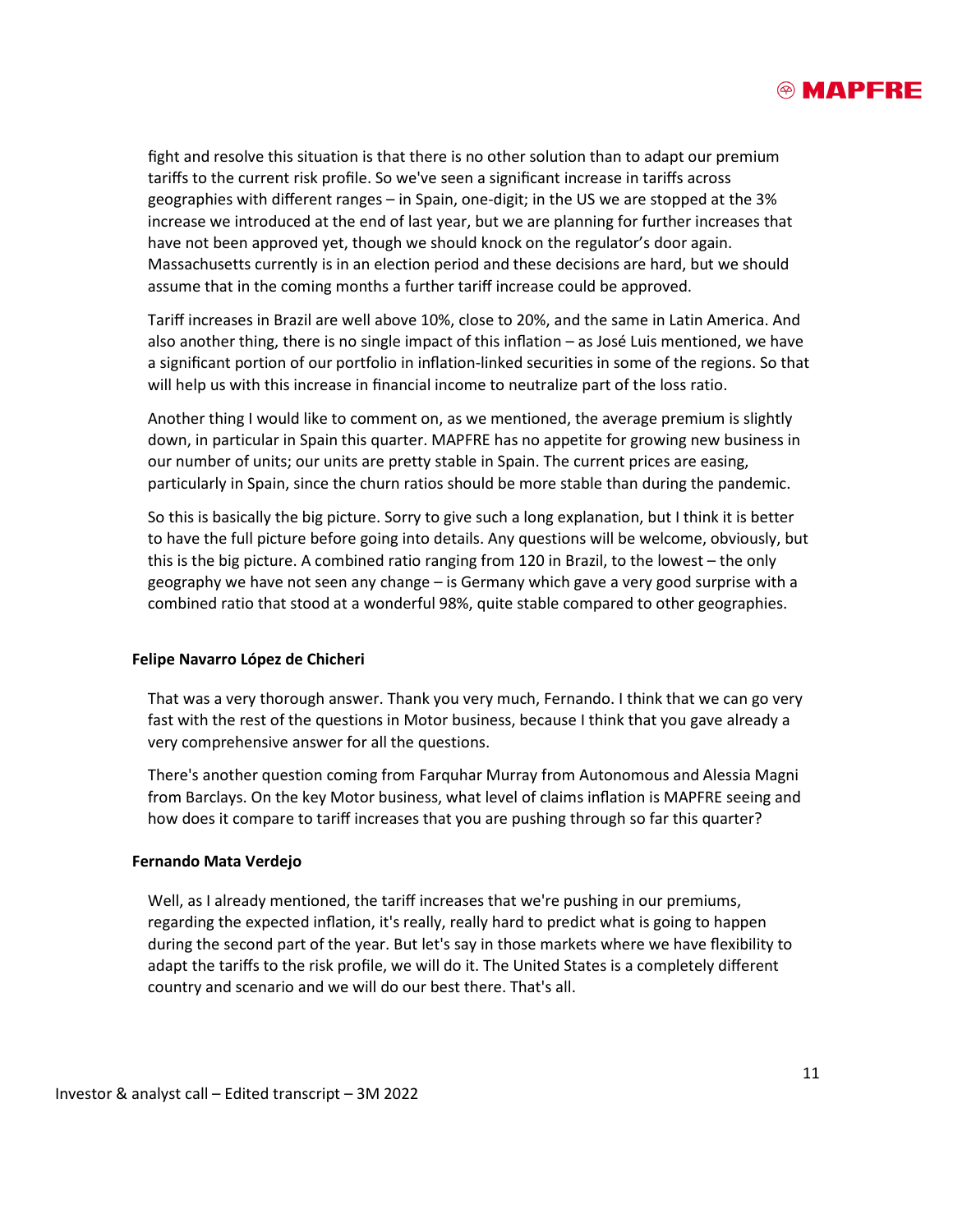fight and resolve this situation is that there is no other solution than to adapt our premium tariffs to the current risk profile. So we've seen a significant increase in tariffs across geographies with different ranges – in Spain, one-digit; in the US we are stopped at the 3% increase we introduced at the end of last year, but we are planning for further increases that have not been approved yet, though we should knock on the regulator's door again. Massachusetts currently is in an election period and these decisions are hard, but we should assume that in the coming months a further tariff increase could be approved.

Tariff increases in Brazil are well above 10%, close to 20%, and the same in Latin America. And also another thing, there is no single impact of this inflation – as José Luis mentioned, we have a significant portion of our portfolio in inflation-linked securities in some of the regions. So that will help us with this increase in financial income to neutralize part of the loss ratio.

Another thing I would like to comment on, as we mentioned, the average premium is slightly down, in particular in Spain this quarter. MAPFRE has no appetite for growing new business in our number of units; our units are pretty stable in Spain. The current prices are easing, particularly in Spain, since the churn ratios should be more stable than during the pandemic.

So this is basically the big picture. Sorry to give such a long explanation, but I think it is better to have the full picture before going into details. Any questions will be welcome, obviously, but this is the big picture. A combined ratio ranging from 120 in Brazil, to the lowest – the only geography we have not seen any change – is Germany which gave a very good surprise with a combined ratio that stood at a wonderful 98%, quite stable compared to other geographies.

**Felipe Navarro López de Chicheri**

That was a very thorough answer. Thank you very much, Fernando. I think that we can go very fast with the rest of the questions in Motor business, because I think that you gave already a very comprehensive answer for all the questions.

There's another question coming from Farquhar Murray from Autonomous and Alessia Magni from Barclays. On the key Motor business, what level of claims inflation is MAPFRE seeing and how does it compare to tariff increases that you are pushing through so far this quarter?

**Fernando Mata Verdejo**

Well, as I already mentioned, the tariff increases that we're pushing in our premiums, regarding the expected inflation, it's really, really hard to predict what is going to happen during the second part of the year. But let's say in those markets where we have flexibility to adapt the tariffs to the risk profile, we will do it. The United States is a completely different country and scenario and we will do our best there. That's all.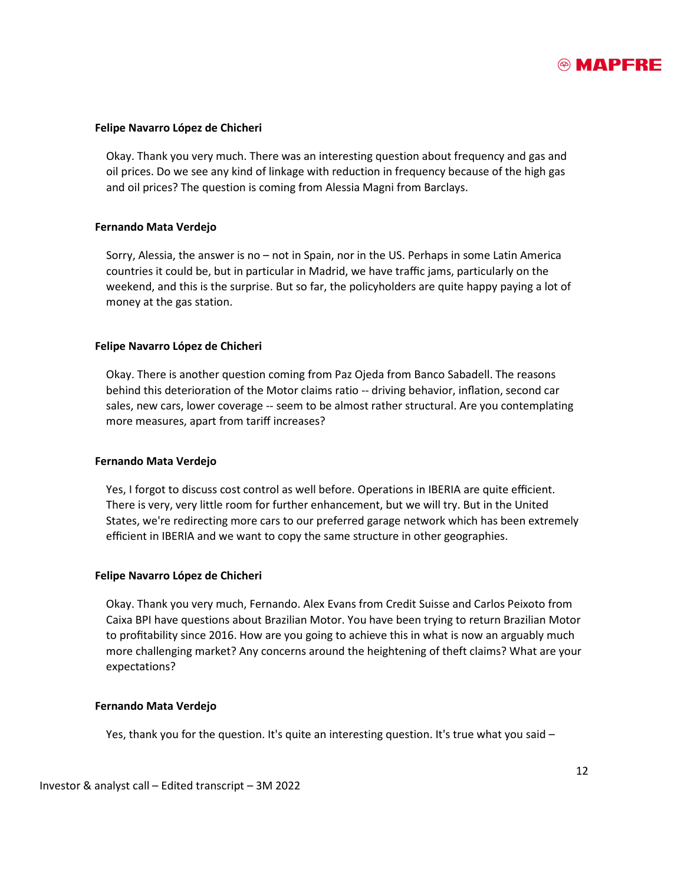**Felipe Navarro López de Chicheri**

Okay. Thank you very much. There was an interesting question about frequency and gas and oil prices. Do we see any kind of linkage with reduction in frequency because of the high gas and oil prices? The question is coming from Alessia Magni from Barclays.

**Fernando Mata Verdejo**

Sorry, Alessia, the answer is no – not in Spain, nor in the US. Perhaps in some Latin America countries it could be, but in particular in Madrid, we have traffic jams, particularly on the weekend, and this is the surprise. But so far, the policyholders are quite happy paying a lot of money at the gas station.

**Felipe Navarro López de Chicheri**

Okay. There is another question coming from Paz Ojeda from Banco Sabadell. The reasons behind this deterioration of the Motor claims ratio -- driving behavior, inflation, second car sales, new cars, lower coverage -- seem to be almost rather structural. Are you contemplating more measures, apart from tariff increases?

**Fernando Mata Verdejo**

Yes, I forgot to discuss cost control as well before. Operations in IBERIA are quite efficient. There is very, very little room for further enhancement, but we will try. But in the United States, we're redirecting more cars to our preferred garage network which has been extremely efficient in IBERIA and we want to copy the same structure in other geographies.

**Felipe Navarro López de Chicheri**

Okay. Thank you very much, Fernando. Alex Evans from Credit Suisse and Carlos Peixoto from Caixa BPI have questions about Brazilian Motor. You have been trying to return Brazilian Motor to profitability since 2016. How are you going to achieve this in what is now an arguably much more challenging market? Any concerns around the heightening of theft claims? What are your expectations?

**Fernando Mata Verdejo**

Yes, thank you for the question. It's quite an interesting question. It's true what you said –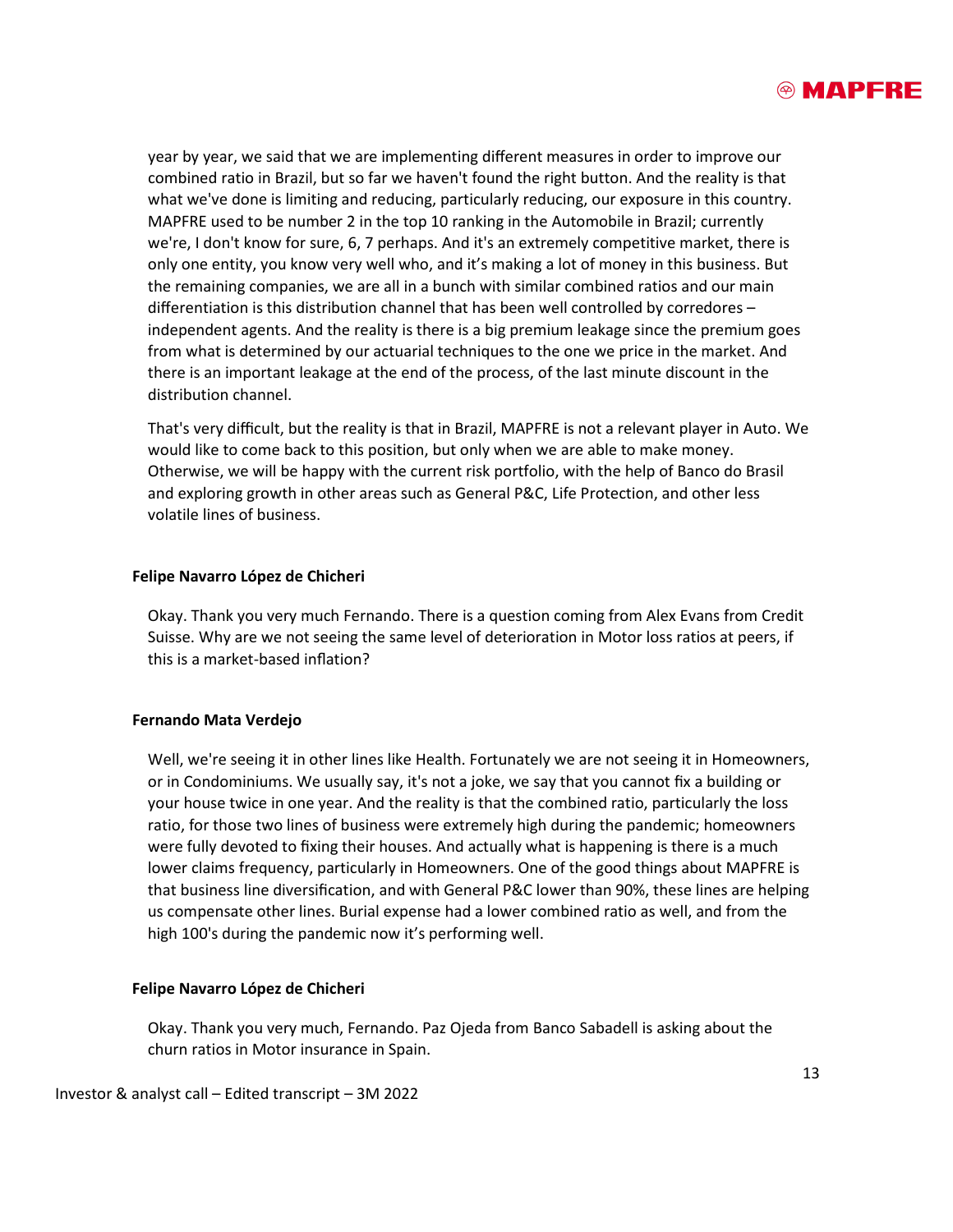year by year, we said that we are implementing different measures in order to improve our combined ratio in Brazil, but so far we haven't found the right button. And the reality is that what we've done is limiting and reducing, particularly reducing, our exposure in this country. MAPFRE used to be number 2 in the top 10 ranking in the Automobile in Brazil; currently we're, I don't know for sure, 6, 7 perhaps. And it's an extremely competitive market, there is only one entity, you know very well who, and it's making a lot of money in this business. But the remaining companies, we are all in a bunch with similar combined ratios and our main differentiation is this distribution channel that has been well controlled by corredores – independent agents. And the reality is there is a big premium leakage since the premium goes from what is determined by our actuarial techniques to the one we price in the market. And there is an important leakage at the end of the process, of the last minute discount in the distribution channel.

That's very difficult, but the reality is that in Brazil, MAPFRE is not a relevant player in Auto. We would like to come back to this position, but only when we are able to make money. Otherwise, we will be happy with the current risk portfolio, with the help of Banco do Brasil and exploring growth in other areas such as General P&C, Life Protection, and other less volatile lines of business.

**Felipe Navarro López de Chicheri**

Okay. Thank you very much Fernando. There is a question coming from Alex Evans from Credit Suisse. Why are we not seeing the same level of deterioration in Motor loss ratios at peers, if this is a market-based inflation?

**Fernando Mata Verdejo**

Well, we're seeing it in other lines like Health. Fortunately we are not seeing it in Homeowners, or in Condominiums. We usually say, it's not a joke, we say that you cannot fix a building or your house twice in one year. And the reality is that the combined ratio, particularly the loss ratio, for those two lines of business were extremely high during the pandemic; homeowners were fully devoted to fixing their houses. And actually what is happening is there is a much lower claims frequency, particularly in Homeowners. One of the good things about MAPFRE is that business line diversification, and with General P&C lower than 90%, these lines are helping us compensate other lines. Burial expense had a lower combined ratio as well, and from the high 100's during the pandemic now it's performing well.

**Felipe Navarro López de Chicheri**

Okay. Thank you very much, Fernando. Paz Ojeda from Banco Sabadell is asking about the churn ratios in Motor insurance in Spain.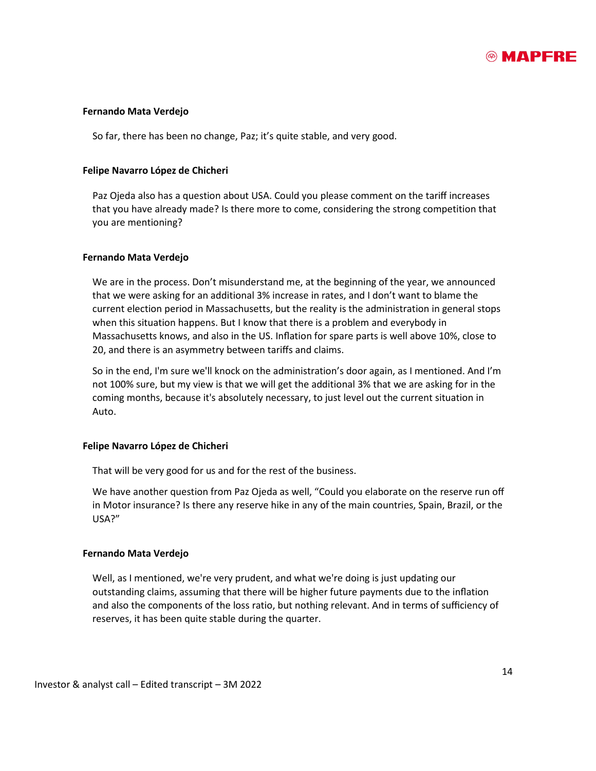**Fernando Mata Verdejo**

So far, there has been no change, Paz; it's quite stable, and very good.

**Felipe Navarro López de Chicheri**

Paz Ojeda also has a question about USA. Could you please comment on the tariff increases that you have already made? Is there more to come, considering the strong competition that you are mentioning?

**Fernando Mata Verdejo**

We are in the process. Don't misunderstand me, at the beginning of the year, we announced that we were asking for an additional 3% increase in rates, and I don't want to blame the current election period in Massachusetts, but the reality is the administration in general stops when this situation happens. But I know that there is a problem and everybody in Massachusetts knows, and also in the US. Inflation for spare parts is well above 10%, close to 20, and there is an asymmetry between tariffs and claims.

So in the end, I'm sure we'll knock on the administration's door again, as I mentioned. And I'm not 100% sure, but my view is that we will get the additional 3% that we are asking for in the coming months, because it's absolutely necessary, to just level out the current situation in Auto.

**Felipe Navarro López de Chicheri**

That will be very good for us and for the rest of the business.

We have another question from Paz Ojeda as well, "Could you elaborate on the reserve run off in Motor insurance? Is there any reserve hike in any of the main countries, Spain, Brazil, or the USA?"

**Fernando Mata Verdejo**

Well, as I mentioned, we're very prudent, and what we're doing is just updating our outstanding claims, assuming that there will be higher future payments due to the inflation and also the components of the loss ratio, but nothing relevant. And in terms of sufficiency of reserves, it has been quite stable during the quarter.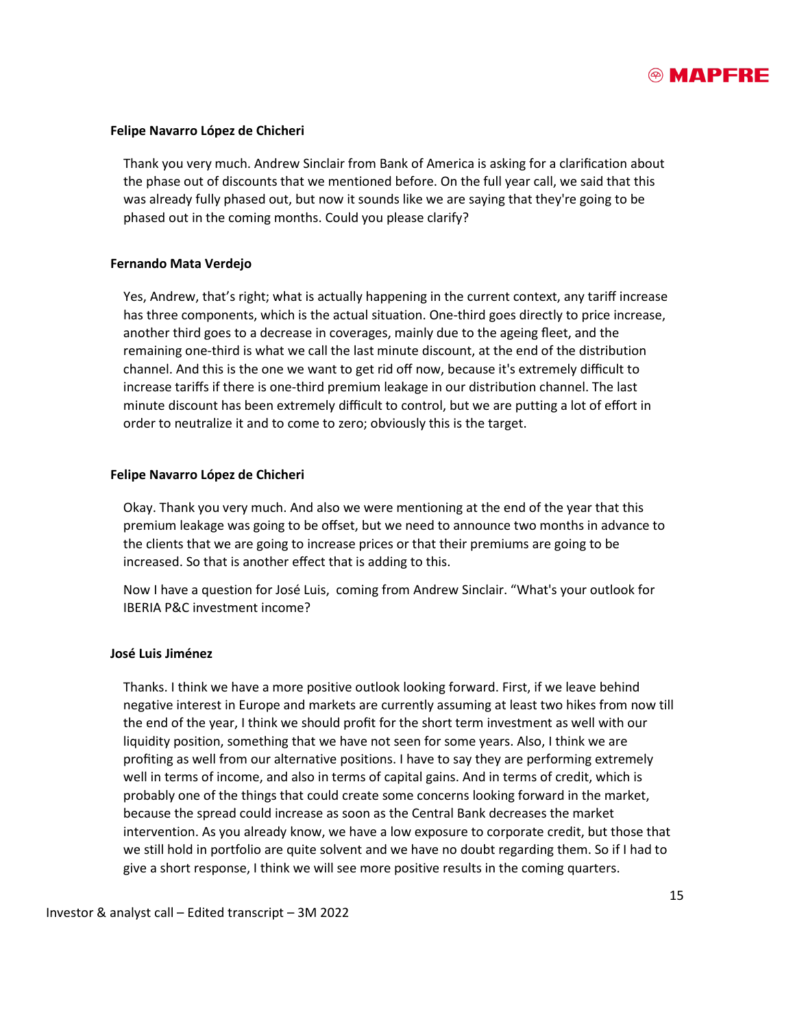**Felipe Navarro López de Chicheri**

Thank you very much. Andrew Sinclair from Bank of America is asking for a clarification about the phase out of discounts that we mentioned before. On the full year call, we said that this was already fully phased out, but now it sounds like we are saying that they're going to be phased out in the coming months. Could you please clarify?

**Fernando Mata Verdejo**

Yes, Andrew, that's right; what is actually happening in the current context, any tariff increase has three components, which is the actual situation. One-third goes directly to price increase, another third goes to a decrease in coverages, mainly due to the ageing fleet, and the remaining one-third is what we call the last minute discount, at the end of the distribution channel. And this is the one we want to get rid off now, because it's extremely difficult to increase tariffs if there is one-third premium leakage in our distribution channel. The last minute discount has been extremely difficult to control, but we are putting a lot of effort in order to neutralize it and to come to zero; obviously this is the target.

**Felipe Navarro López de Chicheri**

Okay. Thank you very much. And also we were mentioning at the end of the year that this premium leakage was going to be offset, but we need to announce two months in advance to the clients that we are going to increase prices or that their premiums are going to be increased. So that is another effect that is adding to this.

Now I have a question for José Luis, coming from Andrew Sinclair. "What's your outlook for IBERIA P&C investment income?

**José Luis Jiménez**

Thanks. I think we have a more positive outlook looking forward. First, if we leave behind negative interest in Europe and markets are currently assuming at least two hikes from now till the end of the year, I think we should profit for the short term investment as well with our liquidity position, something that we have not seen for some years. Also, I think we are profiting as well from our alternative positions. I have to say they are performing extremely well in terms of income, and also in terms of capital gains. And in terms of credit, which is probably one of the things that could create some concerns looking forward in the market, because the spread could increase as soon as the Central Bank decreases the market intervention. As you already know, we have a low exposure to corporate credit, but those that we still hold in portfolio are quite solvent and we have no doubt regarding them. So if I had to give a short response, I think we will see more positive results in the coming quarters.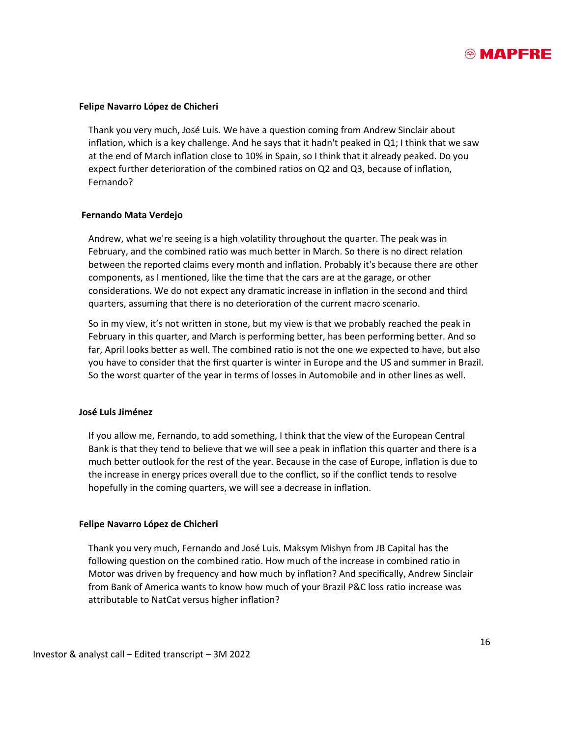**Felipe Navarro López de Chicheri**

Thank you very much, José Luis. We have a question coming from Andrew Sinclair about inflation, which is a key challenge. And he says that it hadn't peaked in Q1; I think that we saw at the end of March inflation close to 10% in Spain, so I think that it already peaked. Do you expect further deterioration of the combined ratios on Q2 and Q3, because of inflation, Fernando?

**Fernando Mata Verdejo**

Andrew, what we're seeing is a high volatility throughout the quarter. The peak was in February, and the combined ratio was much better in March. So there is no direct relation between the reported claims every month and inflation. Probably it's because there are other components, as I mentioned, like the time that the cars are at the garage, or other considerations. We do not expect any dramatic increase in inflation in the second and third quarters, assuming that there is no deterioration of the current macro scenario.

So in my view, it's not written in stone, but my view is that we probably reached the peak in February in this quarter, and March is performing better, has been performing better. And so far, April looks better as well. The combined ratio is not the one we expected to have, but also you have to consider that the first quarter is winter in Europe and the US and summer in Brazil. So the worst quarter of the year in terms of losses in Automobile and in other lines as well.

**José Luis Jiménez**

If you allow me, Fernando, to add something, I think that the view of the European Central Bank is that they tend to believe that we will see a peak in inflation this quarter and there is a much better outlook for the rest of the year. Because in the case of Europe, inflation is due to the increase in energy prices overall due to the conflict, so if the conflict tends to resolve hopefully in the coming quarters, we will see a decrease in inflation.

**Felipe Navarro López de Chicheri**

Thank you very much, Fernando and José Luis. Maksym Mishyn from JB Capital has the following question on the combined ratio. How much of the increase in combined ratio in Motor was driven by frequency and how much by inflation? And specifically, Andrew Sinclair from Bank of America wants to know how much of your Brazil P&C loss ratio increase was attributable to NatCat versus higher inflation?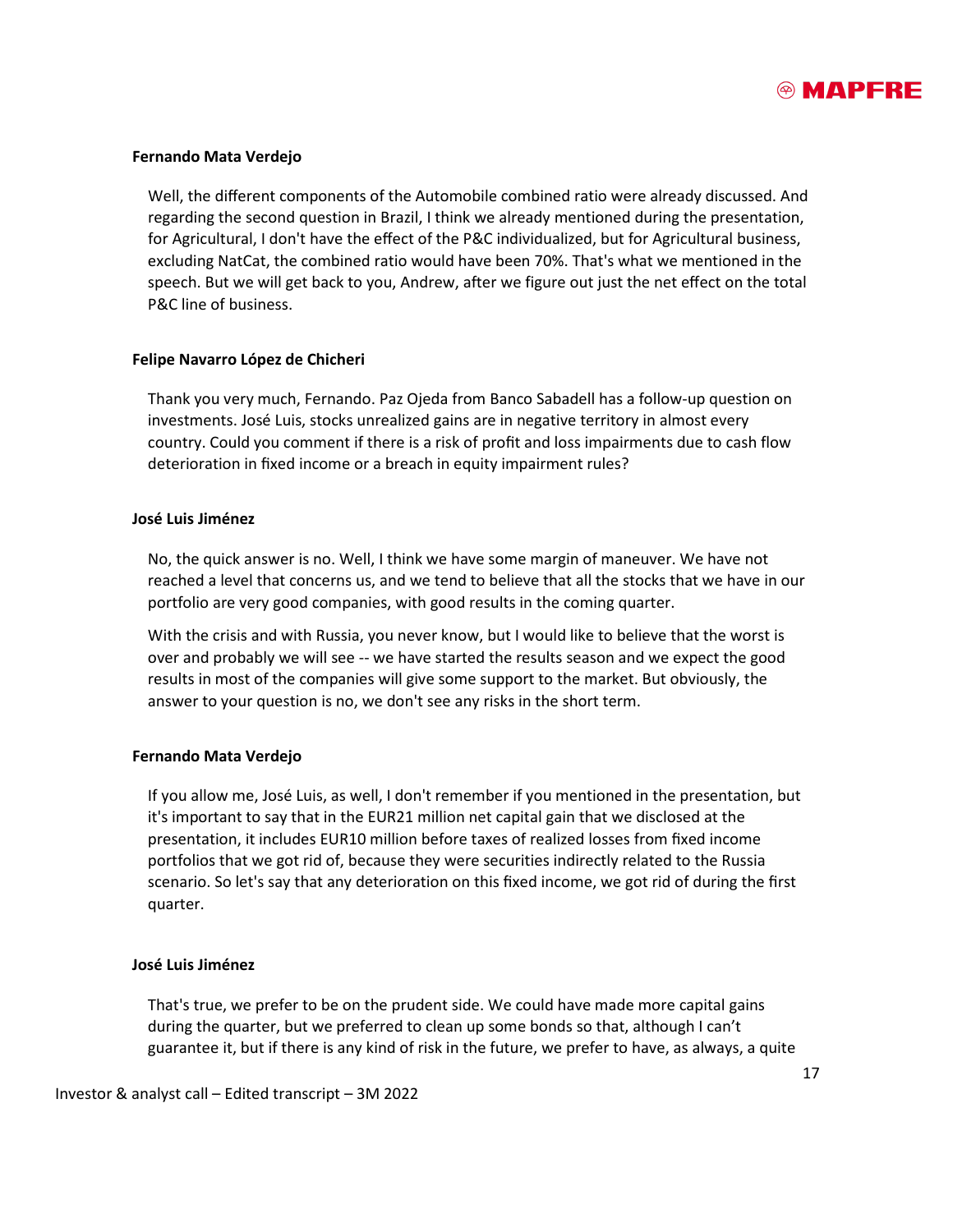**Fernando Mata Verdejo**

Well, the different components of the Automobile combined ratio were already discussed. And regarding the second question in Brazil, I think we already mentioned during the presentation, for Agricultural, I don't have the effect of the P&C individualized, but for Agricultural business, excluding NatCat, the combined ratio would have been 70%. That's what we mentioned in the speech. But we will get back to you, Andrew, after we figure out just the net effect on the total P&C line of business.

**Felipe Navarro López de Chicheri**

Thank you very much, Fernando. Paz Ojeda from Banco Sabadell has a follow-up question on investments. José Luis, stocks unrealized gains are in negative territory in almost every country. Could you comment if there is a risk of profit and loss impairments due to cash flow deterioration in fixed income or a breach in equity impairment rules?

**José Luis Jiménez**

No, the quick answer is no. Well, I think we have some margin of maneuver. We have not reached a level that concerns us, and we tend to believe that all the stocks that we have in our portfolio are very good companies, with good results in the coming quarter.

With the crisis and with Russia, you never know, but I would like to believe that the worst is over and probably we will see -- we have started the results season and we expect the good results in most of the companies will give some support to the market. But obviously, the answer to your question is no, we don't see any risks in the short term.

**Fernando Mata Verdejo**

If you allow me, José Luis, as well, I don't remember if you mentioned in the presentation, but it's important to say that in the EUR21 million net capital gain that we disclosed at the presentation, it includes EUR10 million before taxes of realized losses from fixed income portfolios that we got rid of, because they were securities indirectly related to the Russia scenario. So let's say that any deterioration on this fixed income, we got rid of during the first quarter.

**José Luis Jiménez**

That's true, we prefer to be on the prudent side. We could have made more capital gains during the quarter, but we preferred to clean up some bonds so that, although I can't guarantee it, but if there is any kind of risk in the future, we prefer to have, as always, a quite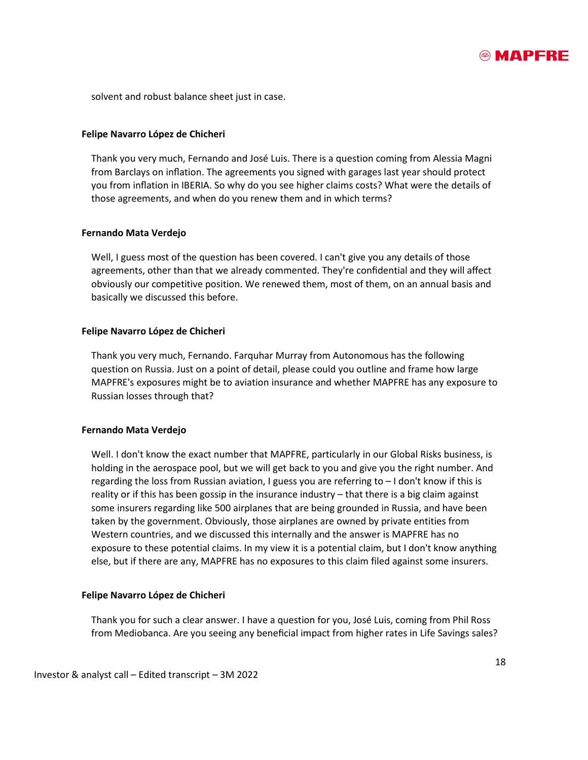solvent and robust balance sheet just in case.

**Felipe Navarro López de Chicheri**

Thank you very much, Fernando and José Luis. There is a question coming from Alessia Magni from Barclays on inflation. The agreements you signed with garages last year should protect you from inflation in IBERIA. So why do you see higher claims costs? What were the details of those agreements, and when do you renew them and in which terms?

**Fernando Mata Verdejo**

Well, I guess most of the question has been covered. I can't give you any details of those agreements, other than that we already commented. They're confidential and they will affect obviously our competitive position. We renewed them, most of them, on an annual basis and basically we discussed this before.

**Felipe Navarro López de Chicheri**

Thank you very much, Fernando. Farquhar Murray from Autonomous has the following question on Russia. Just on a point of detail, please could you outline and frame how large MAPFRE's exposures might be to aviation insurance and whether MAPFRE has any exposure to Russian losses through that?

**Fernando Mata Verdejo**

Well. I don't know the exact number that MAPFRE, particularly in our Global Risks business, is holding in the aerospace pool, but we will get back to you and give you the right number. And regarding the loss from Russian aviation, I guess you are referring to – I don't know if this is reality or if this has been gossip in the insurance industry – that there is a big claim against some insurers regarding like 500 airplanes that are being grounded in Russia, and have been taken by the government. Obviously, those airplanes are owned by private entities from Western countries, and we discussed this internally and the answer is MAPFRE has no exposure to these potential claims. In my view it is a potential claim, but I don't know anything else, but if there are any, MAPFRE has no exposures to this claim filed against some insurers.

**Felipe Navarro López de Chicheri**

Thank you for such a clear answer. I have a question for you, José Luis, coming from Phil Ross from Mediobanca. Are you seeing any beneficial impact from higher rates in Life Savings sales?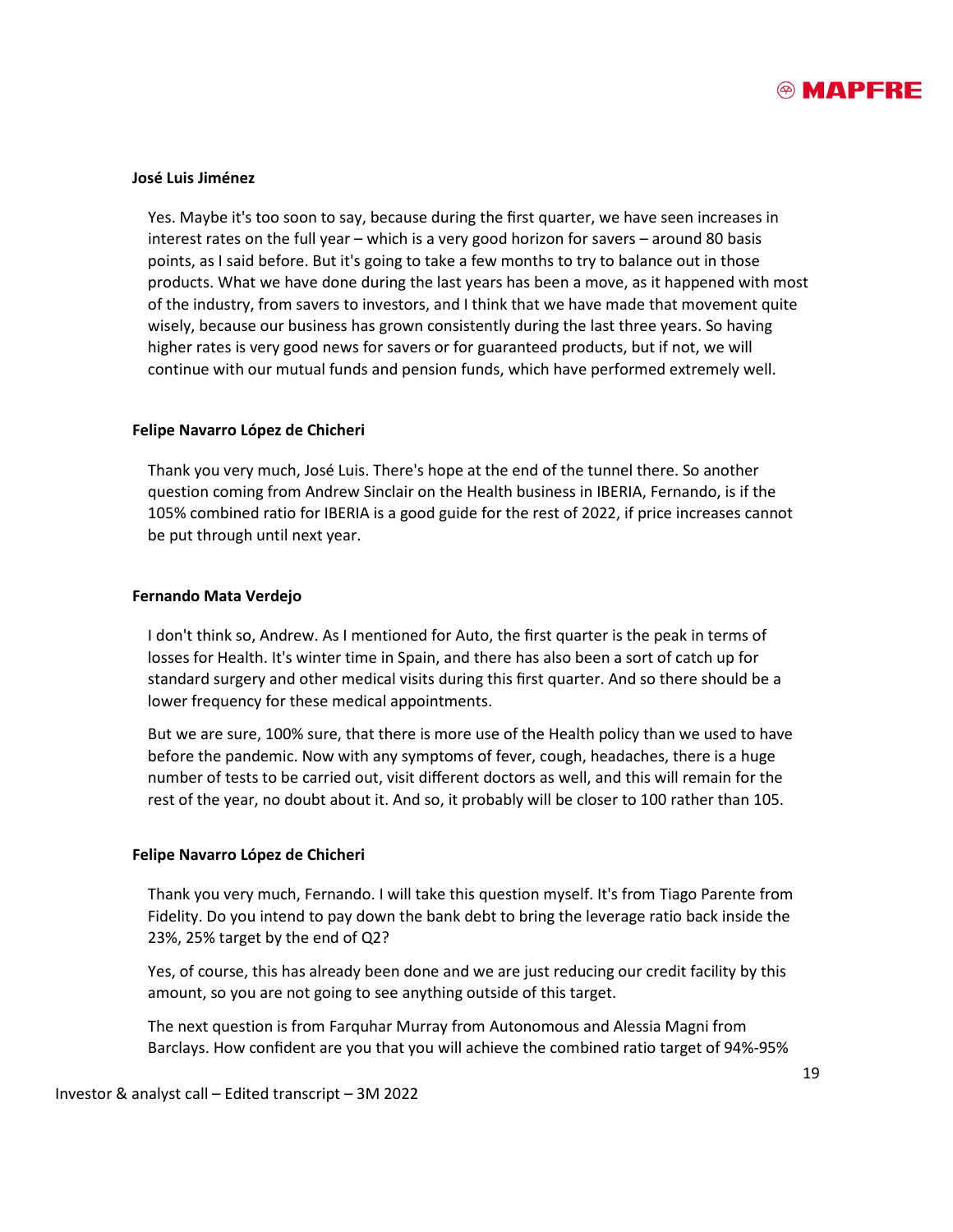**José Luis Jiménez**

Yes. Maybe it's too soon to say, because during the first quarter, we have seen increases in interest rates on the full year – which is a very good horizon for savers – around 80 basis points, as I said before. But it's going to take a few months to try to balance out in those products. What we have done during the last years has been a move, as it happened with most of the industry, from savers to investors, and I think that we have made that movement quite wisely, because our business has grown consistently during the last three years. So having higher rates is very good news for savers or for guaranteed products, but if not, we will continue with our mutual funds and pension funds, which have performed extremely well.

**Felipe Navarro López de Chicheri**

Thank you very much, José Luis. There's hope at the end of the tunnel there. So another question coming from Andrew Sinclair on the Health business in IBERIA, Fernando, is if the 105% combined ratio for IBERIA is a good guide for the rest of 2022, if price increases cannot be put through until next year.

**Fernando Mata Verdejo**

I don't think so, Andrew. As I mentioned for Auto, the first quarter is the peak in terms of losses for Health. It's winter time in Spain, and there has also been a sort of catch up for standard surgery and other medical visits during this first quarter. And so there should be a lower frequency for these medical appointments.

But we are sure, 100% sure, that there is more use of the Health policy than we used to have before the pandemic. Now with any symptoms of fever, cough, headaches, there is a huge number of tests to be carried out, visit different doctors as well, and this will remain for the rest of the year, no doubt about it. And so, it probably will be closer to 100 rather than 105.

**Felipe Navarro López de Chicheri**

Thank you very much, Fernando. I will take this question myself. It's from Tiago Parente from Fidelity. Do you intend to pay down the bank debt to bring the leverage ratio back inside the 23%, 25% target by the end of Q2?

Yes, of course, this has already been done and we are just reducing our credit facility by this amount, so you are not going to see anything outside of this target.

The next question is from Farquhar Murray from Autonomous and Alessia Magni from Barclays. How confident are you that you will achieve the combined ratio target of 94%-95%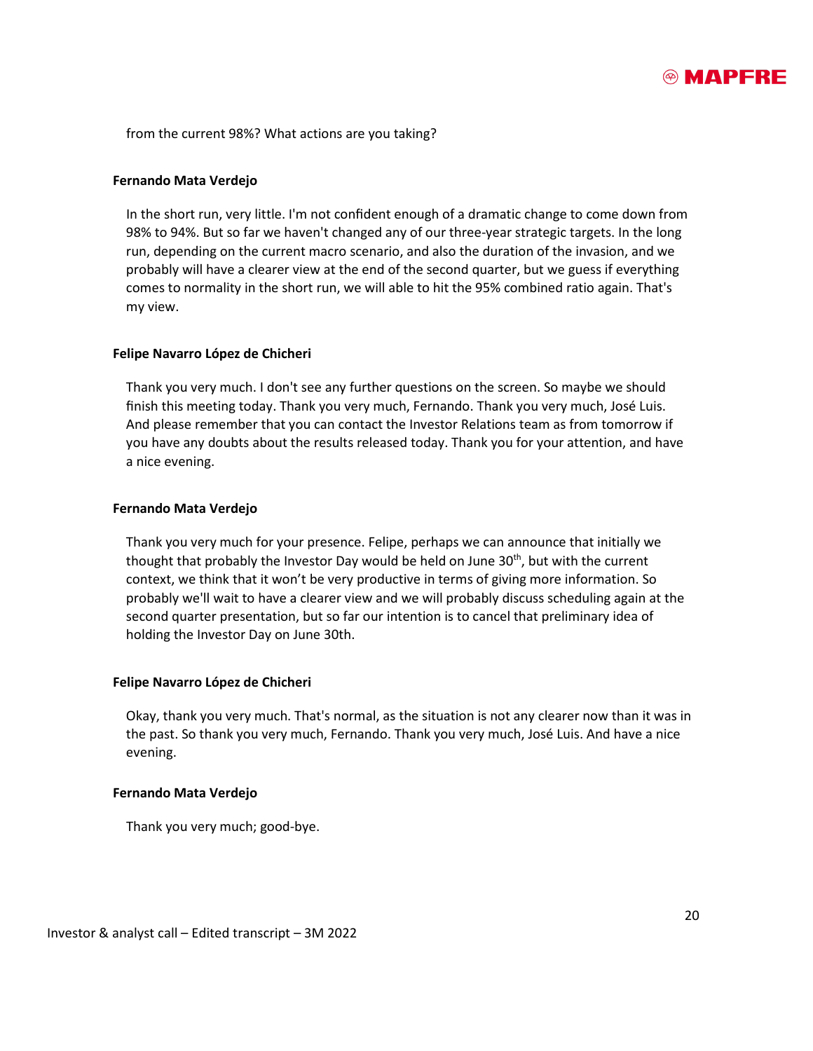from the current 98%? What actions are you taking?

**Fernando Mata Verdejo**

In the short run, very little. I'm not confident enough of a dramatic change to come down from 98% to 94%. But so far we haven't changed any of our three-year strategic targets. In the long run, depending on the current macro scenario, and also the duration of the invasion, and we probably will have a clearer view at the end of the second quarter, but we guess if everything comes to normality in the short run, we will able to hit the 95% combined ratio again. That's my view.

**Felipe Navarro López de Chicheri**

Thank you very much. I don't see any further questions on the screen. So maybe we should finish this meeting today. Thank you very much, Fernando. Thank you very much, José Luis. And please remember that you can contact the Investor Relations team as from tomorrow if you have any doubts about the results released today. Thank you for your attention, and have a nice evening.

**Fernando Mata Verdejo**

Thank you very much for your presence. Felipe, perhaps we can announce that initially we thought that probably the Investor Day would be held on June 30th, but with the current context, we think that it won't be very productive in terms of giving more information. So probably we'll wait to have a clearer view and we will probably discuss scheduling again at the second quarter presentation, but so far our intention is to cancel that preliminary idea of holding the Investor Day on June 30th.

**Felipe Navarro López de Chicheri**

Okay, thank you very much. That's normal, as the situation is not any clearer now than it was in the past. So thank you very much, Fernando. Thank you very much, José Luis. And have a nice evening.

**Fernando Mata Verdejo**

Thank you very much; good-bye.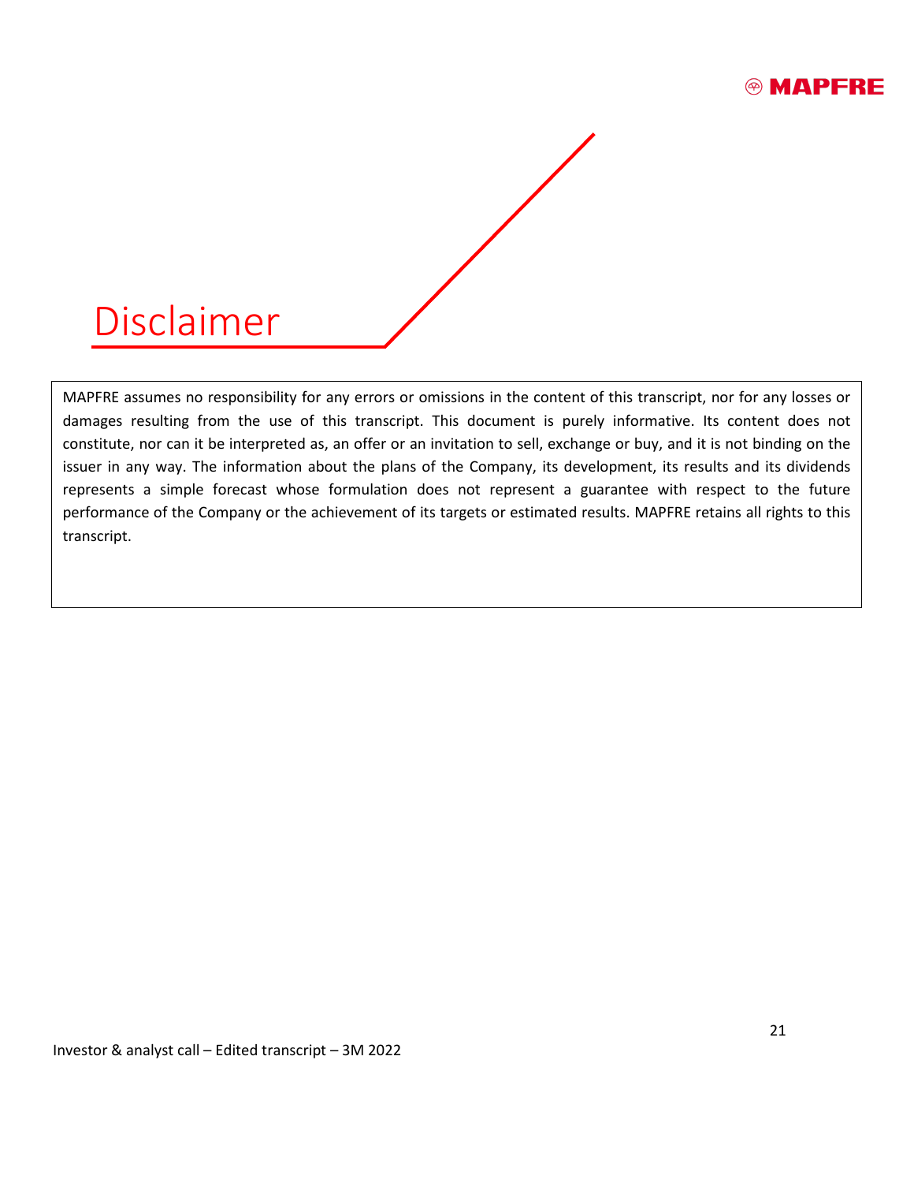# Disclaimer

MAPFRE assumes no responsibility for any errors or omissions in the content of this transcript, nor for any losses or damages resulting from the use of this transcript. This document is purely informative. Its content does not constitute, nor can it be interpreted as, an offer or an invitation to sell, exchange or buy, and it is not binding on the issuer in any way. The information about the plans of the Company, its development, its results and its dividends represents a simple forecast whose formulation does not represent a guarantee with respect to the future performance of the Company or the achievement of its targets or estimated results. MAPFRE retains all rights to this transcript.